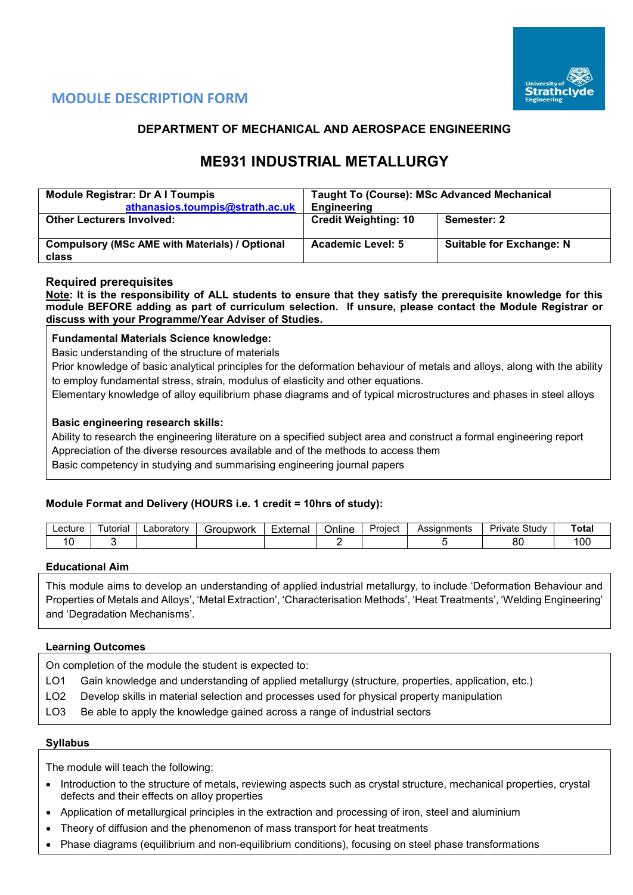## MODULE DESCRIPTION FORM

### DEPARTMENT OF MECHANICAL AND AEROSPACE ENGINEERING

# ME931 INDUSTRIAL METALLURGY

| **Module Registrar: Dr A I Toumpis** athanasios.toumpis@strath.ac.uk | **Taught To (Course): MSc Advanced Mechanical Engineering** | |
|---|---|---|
| **Other Lecturers Involved:** | **Credit Weighting: 10** | **Semester: 2** |
| **Compulsory (MSc AME with Materials) / Optional class** | **Academic Level: 5** | **Suitable for Exchange: N** |

### Required prerequisites

**Note: It is the responsibility of ALL students to ensure that they satisfy the prerequisite knowledge for this module BEFORE adding as part of curriculum selection. If unsure, please contact the Module Registrar or discuss with your Programme/Year Adviser of Studies.**

**Fundamental Materials Science knowledge:**

Basic understanding of the structure of materials

Prior knowledge of basic analytical principles for the deformation behaviour of metals and alloys, along with the ability to employ fundamental stress, strain, modulus of elasticity and other equations.

Elementary knowledge of alloy equilibrium phase diagrams and of typical microstructures and phases in steel alloys

**Basic engineering research skills:**

Ability to research the engineering literature on a specified subject area and construct a formal engineering report

Appreciation of the diverse resources available and of the methods to access them

Basic competency in studying and summarising engineering journal papers

**Module Format and Delivery (HOURS i.e. 1 credit = 10hrs of study):**

| Lecture | Tutorial | Laboratory | Groupwork | External | Online | Project | Assignments | Private Study | **Total** |
|---|---|---|---|---|---|---|---|---|---|
| 10 | 3 | | | | 2 | | 5 | 80 | 100 |

**Educational Aim**

This module aims to develop an understanding of applied industrial metallurgy, to include 'Deformation Behaviour and Properties of Metals and Alloys', 'Metal Extraction', 'Characterisation Methods', 'Heat Treatments', 'Welding Engineering' and 'Degradation Mechanisms'.

**Learning Outcomes**

On completion of the module the student is expected to:

LO1 Gain knowledge and understanding of applied metallurgy (structure, properties, application, etc.)

LO2 Develop skills in material selection and processes used for physical property manipulation

LO3 Be able to apply the knowledge gained across a range of industrial sectors

**Syllabus**

The module will teach the following:

- Introduction to the structure of metals, reviewing aspects such as crystal structure, mechanical properties, crystal defects and their effects on alloy properties
- Application of metallurgical principles in the extraction and processing of iron, steel and aluminium
- Theory of diffusion and the phenomenon of mass transport for heat treatments
- Phase diagrams (equilibrium and non-equilibrium conditions), focusing on steel phase transformations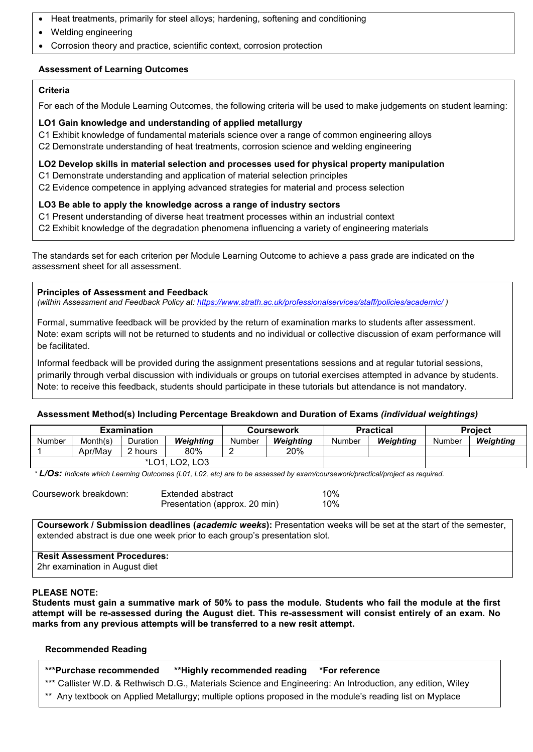- Heat treatments, primarily for steel alloys; hardening, softening and conditioning
- Welding engineering
- Corrosion theory and practice, scientific context, corrosion protection

### Assessment of Learning Outcomes

**Criteria**

For each of the Module Learning Outcomes, the following criteria will be used to make judgements on student learning:

**LO1 Gain knowledge and understanding of applied metallurgy**
C1 Exhibit knowledge of fundamental materials science over a range of common engineering alloys
C2 Demonstrate understanding of heat treatments, corrosion science and welding engineering

**LO2 Develop skills in material selection and processes used for physical property manipulation**
C1 Demonstrate understanding and application of material selection principles
C2 Evidence competence in applying advanced strategies for material and process selection

**LO3 Be able to apply the knowledge across a range of industry sectors**
C1 Present understanding of diverse heat treatment processes within an industrial context
C2 Exhibit knowledge of the degradation phenomena influencing a variety of engineering materials

The standards set for each criterion per Module Learning Outcome to achieve a pass grade are indicated on the assessment sheet for all assessment.

**Principles of Assessment and Feedback**
*(within Assessment and Feedback Policy at: https://www.strath.ac.uk/professionalservices/staff/policies/academic/ )*

Formal, summative feedback will be provided by the return of examination marks to students after assessment. Note: exam scripts will not be returned to students and no individual or collective discussion of exam performance will be facilitated.

Informal feedback will be provided during the assignment presentations sessions and at regular tutorial sessions, primarily through verbal discussion with individuals or groups on tutorial exercises attempted in advance by students. Note: to receive this feedback, students should participate in these tutorials but attendance is not mandatory.

**Assessment Method(s) Including Percentage Breakdown and Duration of Exams *(individual weightings)***

| Examination | | | | Coursework | | Practical | | Project | |
|---|---|---|---|---|---|---|---|---|---|
| Number | Month(s) | Duration | ***Weighting*** | Number | ***Weighting*** | Number | ***Weighting*** | Number | ***Weighting*** |
| 1 | Apr/May | 2 hours | 80% | 2 | 20% | | | | |
| *LO1, LO2, LO3 | | | | | | | | | |

*\* **L/Os:** Indicate which Learning Outcomes (L01, L02, etc) are to be assessed by exam/coursework/practical/project as required.*

Coursework breakdown:
- Extended abstract — 10%
- Presentation (approx. 20 min) — 10%

**Coursework / Submission deadlines (*academic weeks*):** Presentation weeks will be set at the start of the semester, extended abstract is due one week prior to each group's presentation slot.

**Resit Assessment Procedures:**
2hr examination in August diet

**PLEASE NOTE:**
**Students must gain a summative mark of 50% to pass the module. Students who fail the module at the first attempt will be re-assessed during the August diet. This re-assessment will consist entirely of an exam. No marks from any previous attempts will be transferred to a new resit attempt.**

### Recommended Reading

**\*\*\*Purchase recommended  \*\*Highly recommended reading  \*For reference**

*** Callister W.D. & Rethwisch D.G., Materials Science and Engineering: An Introduction, any edition, Wiley

** Any textbook on Applied Metallurgy; multiple options proposed in the module's reading list on Myplace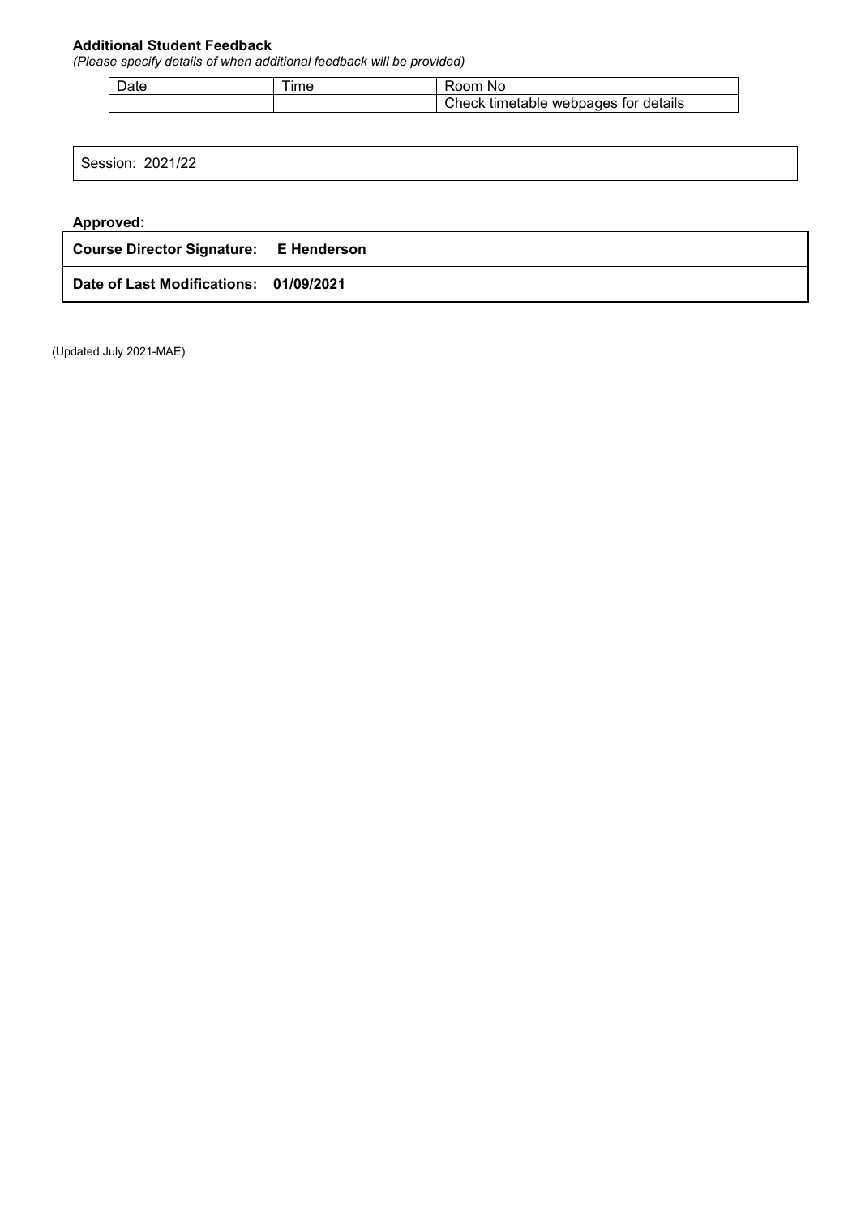**Additional Student Feedback**
*(Please specify details of when additional feedback will be provided)*

| Date | Time | Room No |
|---|---|---|
| | | Check timetable webpages for details |

| Session: 2021/22 |
|---|

**Approved:**

| **Course Director Signature:** | **E Henderson** |
|---|---|
| **Date of Last Modifications:** | **01/09/2021** |

(Updated July 2021-MAE)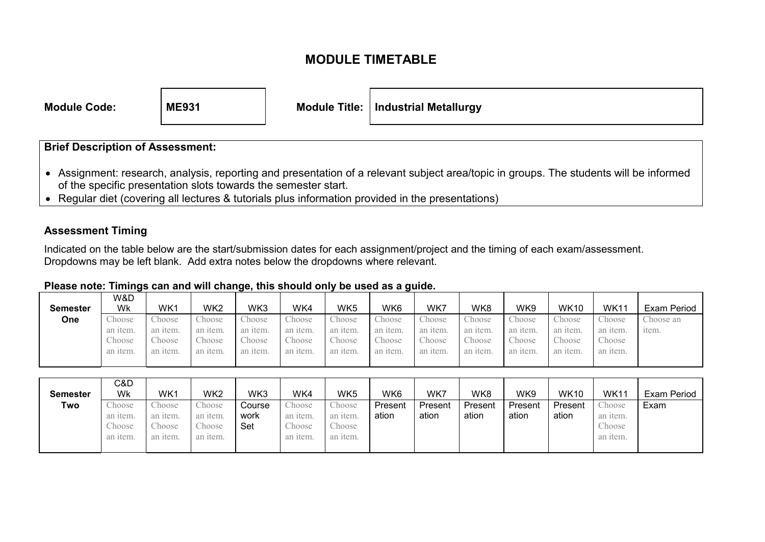# MODULE TIMETABLE

**Module Code:** **ME931** **Module Title:** **Industrial Metallurgy**

**Brief Description of Assessment:**

- Assignment: research, analysis, reporting and presentation of a relevant subject area/topic in groups. The students will be informed of the specific presentation slots towards the semester start.
- Regular diet (covering all lectures & tutorials plus information provided in the presentations)

### Assessment Timing

Indicated on the table below are the start/submission dates for each assignment/project and the timing of each exam/assessment. Dropdowns may be left blank. Add extra notes below the dropdowns where relevant.

**Please note: Timings can and will change, this should only be used as a guide.**

| Semester | W&D Wk | WK1 | WK2 | WK3 | WK4 | WK5 | WK6 | WK7 | WK8 | WK9 | WK10 | WK11 | Exam Period |
|---|---|---|---|---|---|---|---|---|---|---|---|---|---|
| **One** | Choose an item. Choose an item. | Choose an item. Choose an item. | Choose an item. Choose an item. | Choose an item. Choose an item. | Choose an item. Choose an item. | Choose an item. Choose an item. | Choose an item. Choose an item. | Choose an item. Choose an item. | Choose an item. Choose an item. | Choose an item. Choose an item. | Choose an item. Choose an item. | Choose an item. Choose an item. | Choose an item. |

| Semester | C&D Wk | WK1 | WK2 | WK3 | WK4 | WK5 | WK6 | WK7 | WK8 | WK9 | WK10 | WK11 | Exam Period |
|---|---|---|---|---|---|---|---|---|---|---|---|---|---|
| **Two** | Choose an item. Choose an item. | Choose an item. Choose an item. | Choose an item. Choose an item. | Course work Set | Choose an item. Choose an item. | Choose an item. Choose an item. | Presentation | Presentation | Presentation | Presentation | Presentation | Choose an item. Choose an item. | Exam |